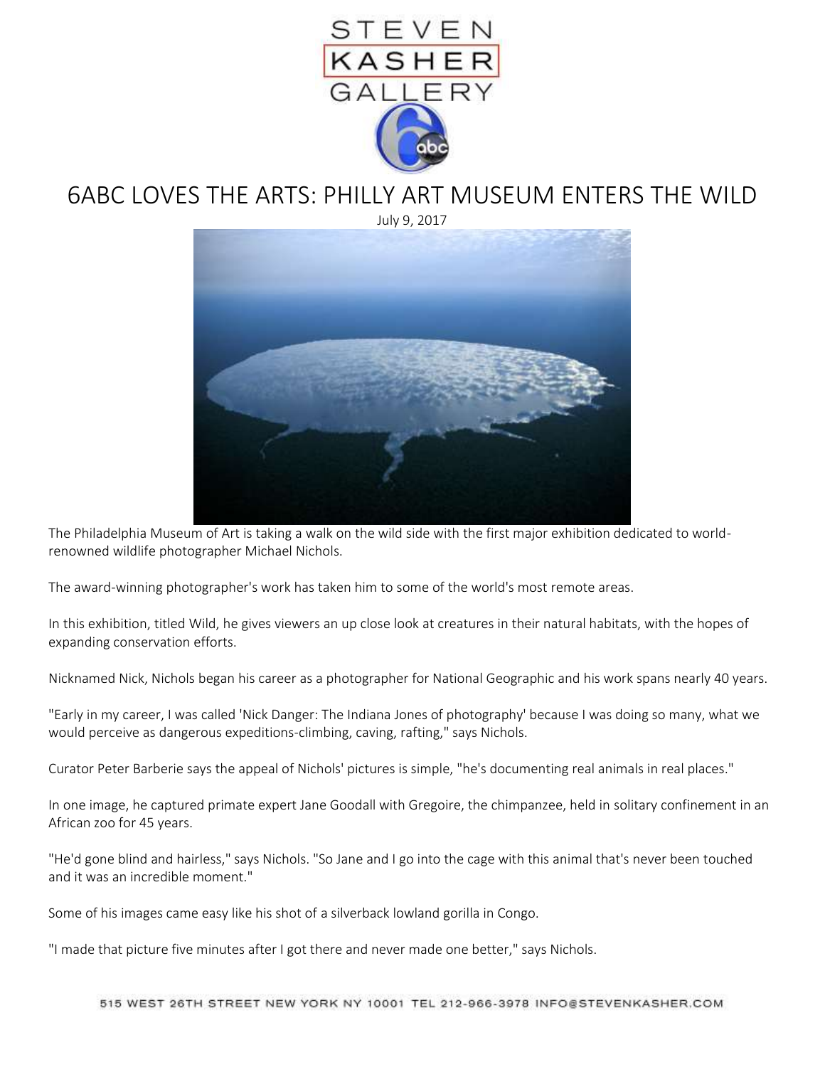STEVEN KASHER GALLERY

# 6ABC LOVES THE ARTS: PHILLY ART MUSEUM ENTERS THE WILD

July 9, 2017

The Philadelphia Museum of Art is taking a walk on the wild side with the first major exhibition dedicated to world-renowned wildlife photographer Michael Nichols.

The award-winning photographer's work has taken him to some of the world's most remote areas.

In this exhibition, titled Wild, he gives viewers an up close look at creatures in their natural habitats, with the hopes of expanding conservation efforts.

Nicknamed Nick, Nichols began his career as a photographer for National Geographic and his work spans nearly 40 years.

"Early in my career, I was called 'Nick Danger: The Indiana Jones of photography' because I was doing so many, what we would perceive as dangerous expeditions-climbing, caving, rafting," says Nichols.

Curator Peter Barberie says the appeal of Nichols' pictures is simple, "he's documenting real animals in real places."

In one image, he captured primate expert Jane Goodall with Gregoire, the chimpanzee, held in solitary confinement in an African zoo for 45 years.

"He'd gone blind and hairless," says Nichols. "So Jane and I go into the cage with this animal that's never been touched and it was an incredible moment."

Some of his images came easy like his shot of a silverback lowland gorilla in Congo.

"I made that picture five minutes after I got there and never made one better," says Nichols.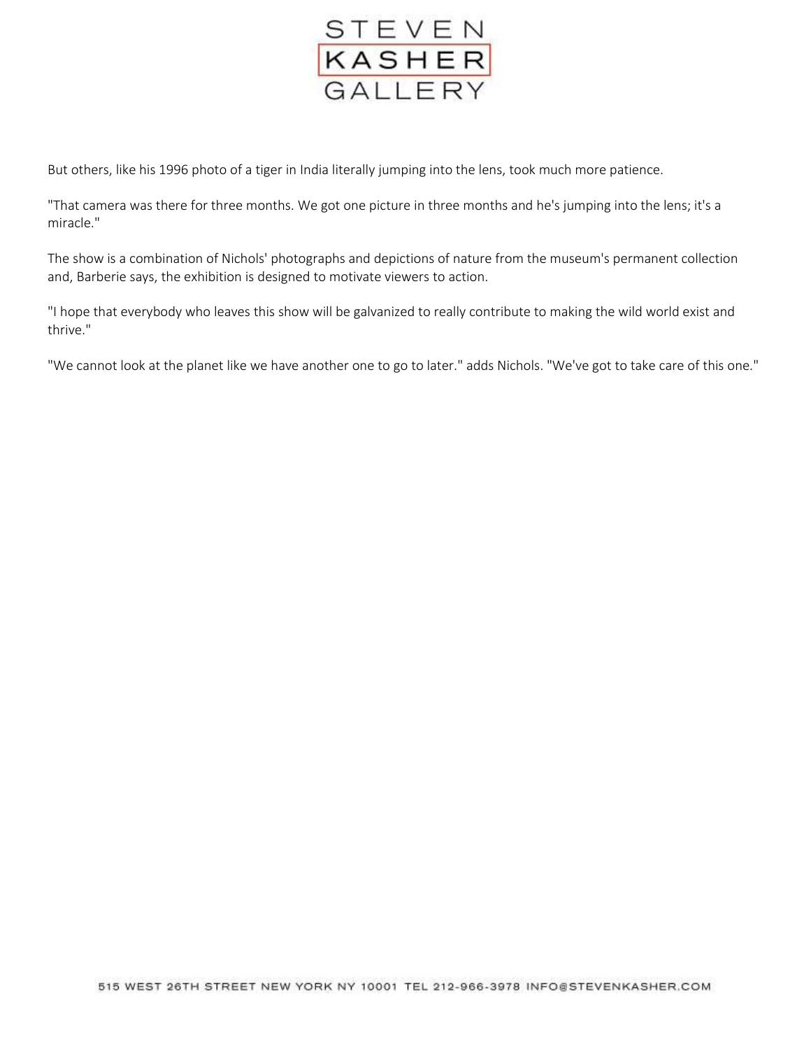But others, like his 1996 photo of a tiger in India literally jumping into the lens, took much more patience.

"That camera was there for three months. We got one picture in three months and he's jumping into the lens; it's a miracle."

The show is a combination of Nichols' photographs and depictions of nature from the museum's permanent collection and, Barberie says, the exhibition is designed to motivate viewers to action.

"I hope that everybody who leaves this show will be galvanized to really contribute to making the wild world exist and thrive."

"We cannot look at the planet like we have another one to go to later." adds Nichols. "We've got to take care of this one."